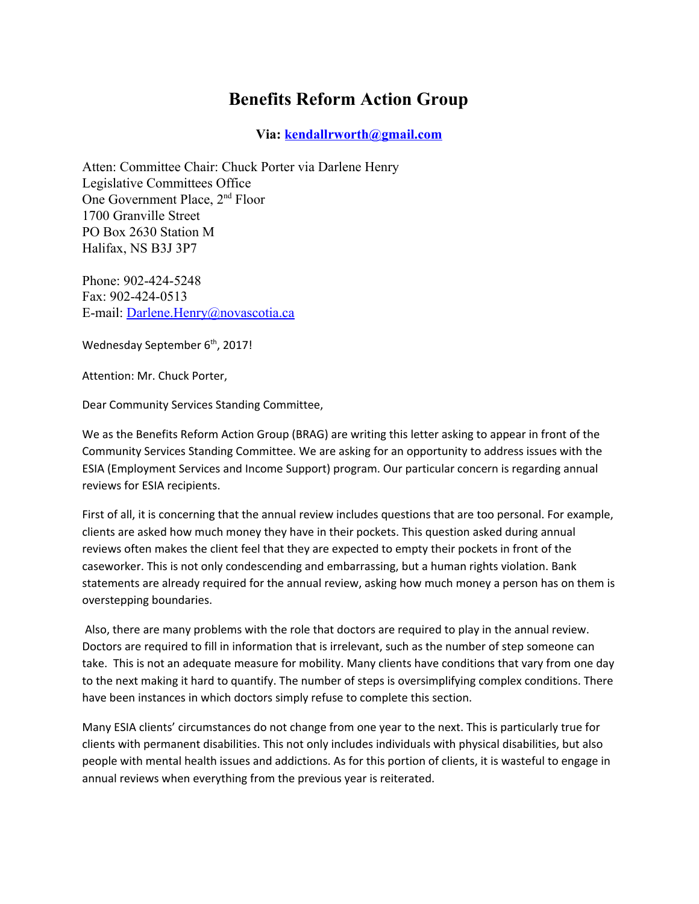# Benefits Reform Action Group

**Via: kendallrworth@gmail.com**

Atten: Committee Chair: Chuck Porter via Darlene Henry
Legislative Committees Office
One Government Place, 2nd Floor
1700 Granville Street
PO Box 2630 Station M
Halifax, NS B3J 3P7

Phone: 902-424-5248
Fax: 902-424-0513
E-mail: Darlene.Henry@novascotia.ca

Wednesday September 6th, 2017!

Attention: Mr. Chuck Porter,

Dear Community Services Standing Committee,

We as the Benefits Reform Action Group (BRAG) are writing this letter asking to appear in front of the Community Services Standing Committee. We are asking for an opportunity to address issues with the ESIA (Employment Services and Income Support) program. Our particular concern is regarding annual reviews for ESIA recipients.

First of all, it is concerning that the annual review includes questions that are too personal. For example, clients are asked how much money they have in their pockets. This question asked during annual reviews often makes the client feel that they are expected to empty their pockets in front of the caseworker. This is not only condescending and embarrassing, but a human rights violation. Bank statements are already required for the annual review, asking how much money a person has on them is overstepping boundaries.

Also, there are many problems with the role that doctors are required to play in the annual review. Doctors are required to fill in information that is irrelevant, such as the number of step someone can take. This is not an adequate measure for mobility. Many clients have conditions that vary from one day to the next making it hard to quantify. The number of steps is oversimplifying complex conditions. There have been instances in which doctors simply refuse to complete this section.

Many ESIA clients' circumstances do not change from one year to the next. This is particularly true for clients with permanent disabilities. This not only includes individuals with physical disabilities, but also people with mental health issues and addictions. As for this portion of clients, it is wasteful to engage in annual reviews when everything from the previous year is reiterated.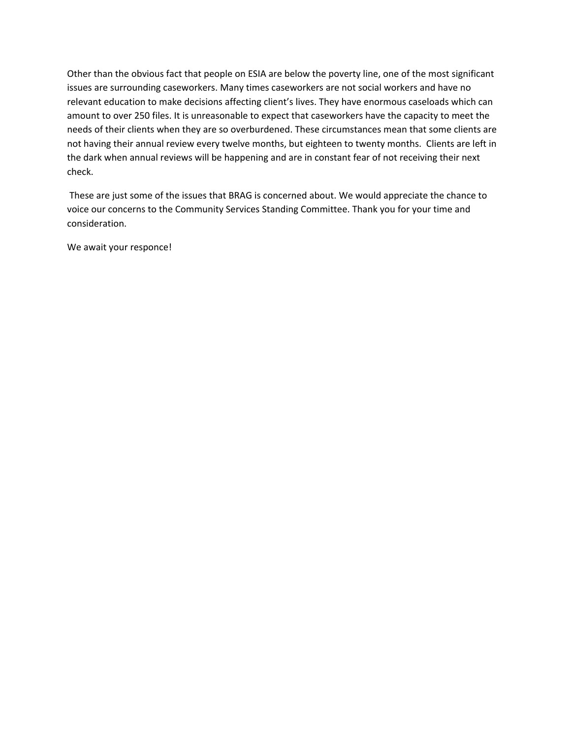Other than the obvious fact that people on ESIA are below the poverty line, one of the most significant issues are surrounding caseworkers. Many times caseworkers are not social workers and have no relevant education to make decisions affecting client's lives. They have enormous caseloads which can amount to over 250 files. It is unreasonable to expect that caseworkers have the capacity to meet the needs of their clients when they are so overburdened. These circumstances mean that some clients are not having their annual review every twelve months, but eighteen to twenty months. Clients are left in the dark when annual reviews will be happening and are in constant fear of not receiving their next check.

These are just some of the issues that BRAG is concerned about. We would appreciate the chance to voice our concerns to the Community Services Standing Committee. Thank you for your time and consideration.

We await your responce!